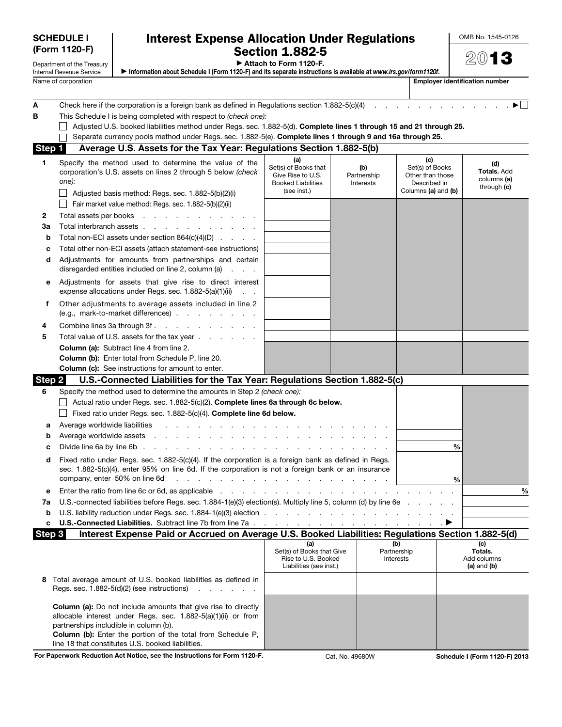**SCHEDULE I (Form 1120-F)**

Department of the Treasury
Internal Revenue Service

# Interest Expense Allocation Under Regulations Section 1.882-5

▶ Attach to Form 1120-F.

▶ Information about Schedule I (Form 1120-F) and its separate instructions is available at *www.irs.gov/form1120f*.

OMB No. 1545-0126

**2013**

Name of corporation | **Employer identification number**

**A** Check here if the corporation is a foreign bank as defined in Regulations section 1.882-5(c)(4) . . . . . . . . . . . . . . ▶ ☐

**B** This Schedule I is being completed with respect to *(check one)*:

☐ Adjusted U.S. booked liabilities method under Regs. sec. 1.882-5(d). **Complete lines 1 through 15 and 21 through 25.**

☐ Separate currency pools method under Regs. sec. 1.882-5(e). **Complete lines 1 through 9 and 16a through 25.**

## Step 1 Average U.S. Assets for the Tax Year: Regulations Section 1.882-5(b)

| | | (a) Set(s) of Books that Give Rise to U.S. Booked Liabilities (see inst.) | (b) Partnership Interests | (c) Set(s) of Books Other than those Described in Columns (a) and (b) | (d) Totals. Add columns (a) through (c) |
|---|---|---|---|---|---|
| **1** | Specify the method used to determine the value of the corporation's U.S. assets on lines 2 through 5 below *(check one)*: ☐ Adjusted basis method: Regs. sec. 1.882-5(b)(2)(i) ☐ Fair market value method: Regs. sec. 1.882-5(b)(2)(ii) | | | | |
| **2** | Total assets per books . . . . . . . . . . . . | | | | |
| **3a** | Total interbranch assets . . . . . . . . . . . . . | | | | |
| **b** | Total non-ECI assets under section 864(c)(4)(D) . . . . . | | | | |
| **c** | Total other non-ECI assets (attach statement-see instructions) | | | | |
| **d** | Adjustments for amounts from partnerships and certain disregarded entities included on line 2, column (a) . . . . | | | | |
| **e** | Adjustments for assets that give rise to direct interest expense allocations under Regs. sec. 1.882-5(a)(1)(ii) . . . | | | | |
| **f** | Other adjustments to average assets included in line 2 (e.g., mark-to-market differences) . . . . . . . . . | | | | |
| **4** | Combine lines 3a through 3f . . . . . . . . . . . | | | | |
| **5** | Total value of U.S. assets for the tax year . . . . . . . **Column (a):** Subtract line 4 from line 2. **Column (b):** Enter total from Schedule P, line 20. **Column (c):** See instructions for amount to enter. | | | | |

## Step 2 U.S.-Connected Liabilities for the Tax Year: Regulations Section 1.882-5(c)

| | | | |
|---|---|---|---|
| **6** | Specify the method used to determine the amounts in Step 2 *(check one)*: ☐ Actual ratio under Regs. sec. 1.882-5(c)(2). **Complete lines 6a through 6c below.** ☐ Fixed ratio under Regs. sec. 1.882-5(c)(4). **Complete line 6d below.** | | |
| **a** | Average worldwide liabilities . . . . . . . . . . . . . . . . . . . . . . . | | |
| **b** | Average worldwide assets . . . . . . . . . . . . . . . . . . . . . . . . | | |
| **c** | Divide line 6a by line 6b . . . . . . . . . . . . . . . . . . . . . . . . | % | |
| **d** | Fixed ratio under Regs. sec. 1.882-5(c)(4). If the corporation is a foreign bank as defined in Regs. sec. 1.882-5(c)(4), enter 95% on line 6d. If the corporation is not a foreign bank or an insurance company, enter 50% on line 6d . . . . . . . . . . . . . . . . . . . . . . . | % | |
| **e** | Enter the ratio from line 6c or 6d, as applicable . . . . . . . . . . . . . . . . . . . . . . . | | % |
| **7a** | U.S.-connected liabilities before Regs. sec. 1.884-1(e)(3) election(s). Multiply line 5, column (d) by line 6e . . . . . . | | |
| **b** | U.S. liability reduction under Regs. sec. 1.884-1(e)(3) election . . . . . . . . . . . . . . . . . . . . | | |
| **c** | **U.S.-Connected Liabilities.** Subtract line 7b from line 7a . . . . . . . . . . . . . . . . . . . . ▶ | | |

## Step 3 Interest Expense Paid or Accrued on Average U.S. Booked Liabilities: Regulations Section 1.882-5(d)

| | | (a) Set(s) of Books that Give Rise to U.S. Booked Liabilities (see inst.) | (b) Partnership Interests | (c) Totals. Add columns (a) and (b) |
|---|---|---|---|---|
| **8** | Total average amount of U.S. booked liabilities as defined in Regs. sec. 1.882-5(d)(2) (see instructions) . . . . . . . **Column (a):** Do not include amounts that give rise to directly allocable interest under Regs. sec. 1.882-5(a)(1)(ii) or from partnerships includible in column (b). **Column (b):** Enter the portion of the total from Schedule P, line 18 that constitutes U.S. booked liabilities. | | | |

For Paperwork Reduction Act Notice, see the Instructions for Form 1120-F. | Cat. No. 49680W | Schedule I (Form 1120-F) 2013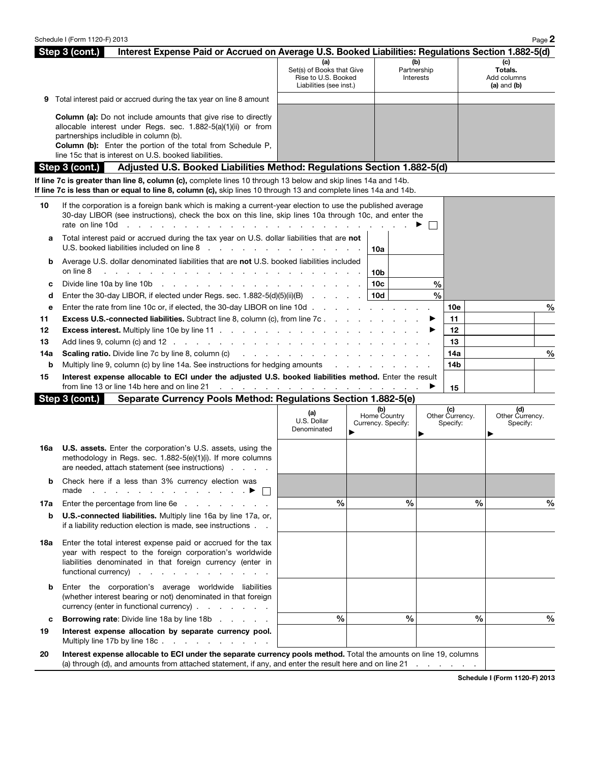## Step 3 (cont.) Interest Expense Paid or Accrued on Average U.S. Booked Liabilities: Regulations Section 1.882-5(d)

| | | (a) Set(s) of Books that Give Rise to U.S. Booked Liabilities (see inst.) | (b) Partnership Interests | (c) Totals. Add columns (a) and (b) |
|---|---|---|---|---|
| 9 | Total interest paid or accrued during the tax year on line 8 amount | | | |

**Column (a):** Do not include amounts that give rise to directly allocable interest under Regs. sec. 1.882-5(a)(1)(ii) or from partnerships includible in column (b).
**Column (b):** Enter the portion of the total from Schedule P, line 15c that is interest on U.S. booked liabilities.

## Step 3 (cont.) Adjusted U.S. Booked Liabilities Method: Regulations Section 1.882-5(d)

**If line 7c is greater than line 8, column (c),** complete lines 10 through 13 below and skip lines 14a and 14b.
**If line 7c is less than or equal to line 8, column (c),** skip lines 10 through 13 and complete lines 14a and 14b.

| | | | | | |
|---|---|---|---|---|---|
| 10 | If the corporation is a foreign bank which is making a current-year election to use the published average 30-day LIBOR (see instructions), check the box on this line, skip lines 10a through 10c, and enter the rate on line 10d ▶ ☐ | | | | |
| a | Total interest paid or accrued during the tax year on U.S. dollar liabilities that are **not** U.S. booked liabilities included on line 8 | 10a | | | |
| b | Average U.S. dollar denominated liabilities that are **not** U.S. booked liabilities included on line 8 | 10b | | | |
| c | Divide line 10a by line 10b | 10c | % | | |
| d | Enter the 30-day LIBOR, if elected under Regs. sec. 1.882-5(d)(5)(ii)(B) | 10d | % | | |
| e | Enter the rate from line 10c or, if elected, the 30-day LIBOR on line 10d | | | 10e | % |
| 11 | **Excess U.S.-connected liabilities.** Subtract line 8, column (c), from line 7c ▶ | | | 11 | |
| 12 | **Excess interest.** Multiply line 10e by line 11 ▶ | | | 12 | |
| 13 | Add lines 9, column (c) and 12 | | | 13 | |
| 14a | **Scaling ratio.** Divide line 7c by line 8, column (c) | | | 14a | % |
| b | Multiply line 9, column (c) by line 14a. See instructions for hedging amounts | | | 14b | |
| 15 | **Interest expense allocable to ECI under the adjusted U.S. booked liabilities method.** Enter the result from line 13 or line 14b here and on line 21 ▶ | | | 15 | |

## Step 3 (cont.) Separate Currency Pools Method: Regulations Section 1.882-5(e)

| | | (a) U.S. Dollar Denominated | (b) Home Country Currency. Specify: ▶ | (c) Other Currency. Specify: ▶ | (d) Other Currency. Specify: ▶ |
|---|---|---|---|---|---|
| 16a | **U.S. assets.** Enter the corporation's U.S. assets, using the methodology in Regs. sec. 1.882-5(e)(1)(i). If more columns are needed, attach statement (see instructions) | | | | |
| b | Check here if a less than 3% currency election was made ▶ ☐ | | | | |
| 17a | Enter the percentage from line 6e | % | % | % | % |
| b | **U.S.-connected liabilities.** Multiply line 16a by line 17a, or, if a liability reduction election is made, see instructions | | | | |
| 18a | Enter the total interest expense paid or accrued for the tax year with respect to the foreign corporation's worldwide liabilities denominated in that foreign currency (enter in functional currency) | | | | |
| b | Enter the corporation's average worldwide liabilities (whether interest bearing or not) denominated in that foreign currency (enter in functional currency) | | | | |
| c | **Borrowing rate**: Divide line 18a by line 18b | % | % | % | % |
| 19 | **Interest expense allocation by separate currency pool.** Multiply line 17b by line 18c | | | | |
| 20 | **Interest expense allocable to ECI under the separate currency pools method.** Total the amounts on line 19, columns (a) through (d), and amounts from attached statement, if any, and enter the result here and on line 21 | | | | |

Schedule I (Form 1120-F) 2013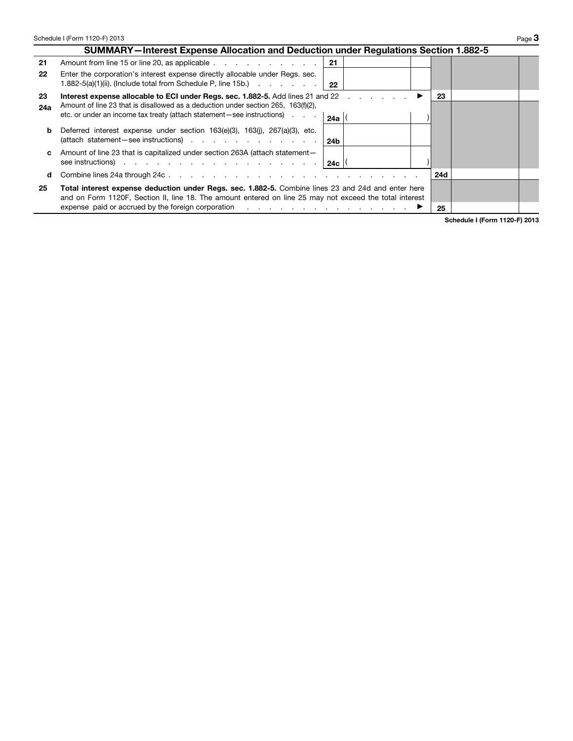## SUMMARY—Interest Expense Allocation and Deduction under Regulations Section 1.882-5

| | | | | | |
|---|---|---|---|---|---|
| 21 | Amount from line 15 or line 20, as applicable | 21 | | | |
| 22 | Enter the corporation's interest expense directly allocable under Regs. sec. 1.882-5(a)(1)(ii). (Include total from Schedule P, line 15b.) | 22 | | | |
| 23 | **Interest expense allocable to ECI under Regs. sec. 1.882-5.** Add lines 21 and 22 ▶ | | | 23 | |
| 24a | Amount of line 23 that is disallowed as a deduction under section 265, 163(f)(2), etc. or under an income tax treaty (attach statement—see instructions) | 24a | ( ) | | |
| b | Deferred interest expense under section 163(e)(3), 163(j), 267(a)(3), etc. (attach statement—see instructions) | 24b | | | |
| c | Amount of line 23 that is capitalized under section 263A (attach statement—see instructions) | 24c | ( ) | | |
| d | Combine lines 24a through 24c | | | 24d | |
| 25 | **Total interest expense deduction under Regs. sec. 1.882-5.** Combine lines 23 and 24d and enter here and on Form 1120F, Section II, line 18. The amount entered on line 25 may not exceed the total interest expense paid or accrued by the foreign corporation ▶ | | | 25 | |

**Schedule I (Form 1120-F) 2013**